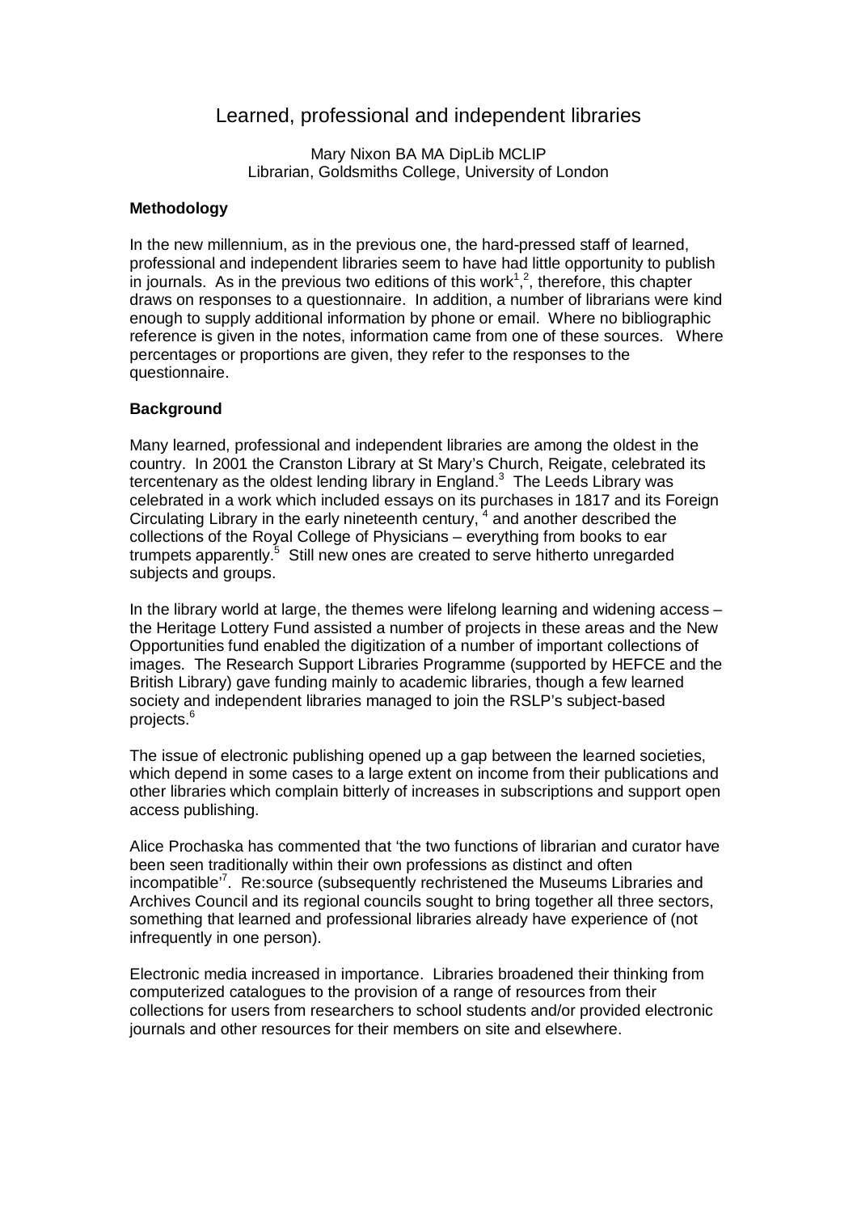# Learned, professional and independent libraries

Mary Nixon BA MA DipLib MCLIP
Librarian, Goldsmiths College, University of London

### Methodology

In the new millennium, as in the previous one, the hard-pressed staff of learned, professional and independent libraries seem to have had little opportunity to publish in journals. As in the previous two editions of this work[1],[2], therefore, this chapter draws on responses to a questionnaire. In addition, a number of librarians were kind enough to supply additional information by phone or email. Where no bibliographic reference is given in the notes, information came from one of these sources. Where percentages or proportions are given, they refer to the responses to the questionnaire.

### Background

Many learned, professional and independent libraries are among the oldest in the country. In 2001 the Cranston Library at St Mary's Church, Reigate, celebrated its tercentenary as the oldest lending library in England.[3] The Leeds Library was celebrated in a work which included essays on its purchases in 1817 and its Foreign Circulating Library in the early nineteenth century, [4] and another described the collections of the Royal College of Physicians – everything from books to ear trumpets apparently.[5] Still new ones are created to serve hitherto unregarded subjects and groups.

In the library world at large, the themes were lifelong learning and widening access – the Heritage Lottery Fund assisted a number of projects in these areas and the New Opportunities fund enabled the digitization of a number of important collections of images. The Research Support Libraries Programme (supported by HEFCE and the British Library) gave funding mainly to academic libraries, though a few learned society and independent libraries managed to join the RSLP's subject-based projects.[6]

The issue of electronic publishing opened up a gap between the learned societies, which depend in some cases to a large extent on income from their publications and other libraries which complain bitterly of increases in subscriptions and support open access publishing.

Alice Prochaska has commented that 'the two functions of librarian and curator have been seen traditionally within their own professions as distinct and often incompatible'[7]. Re:source (subsequently rechristened the Museums Libraries and Archives Council and its regional councils sought to bring together all three sectors, something that learned and professional libraries already have experience of (not infrequently in one person).

Electronic media increased in importance. Libraries broadened their thinking from computerized catalogues to the provision of a range of resources from their collections for users from researchers to school students and/or provided electronic journals and other resources for their members on site and elsewhere.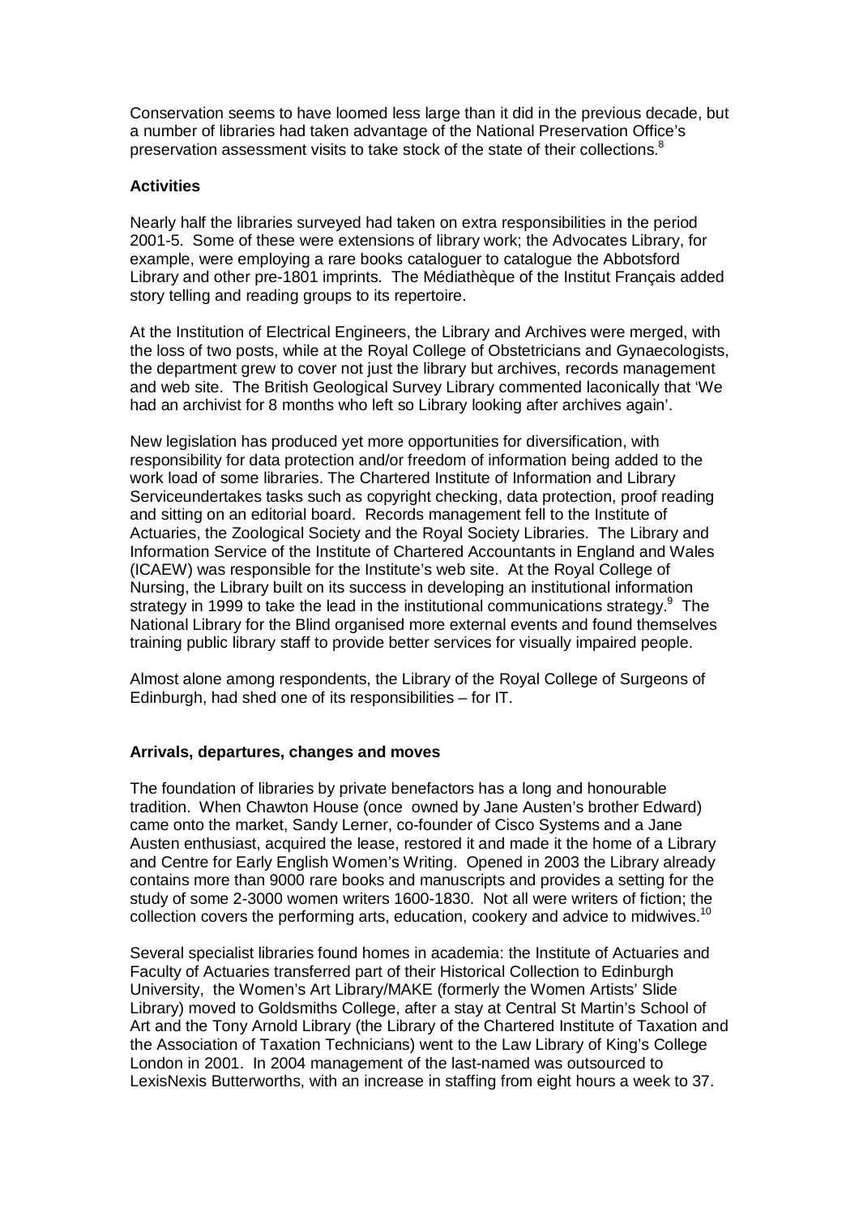Conservation seems to have loomed less large than it did in the previous decade, but a number of libraries had taken advantage of the National Preservation Office's preservation assessment visits to take stock of the state of their collections.[8]

**Activities**

Nearly half the libraries surveyed had taken on extra responsibilities in the period 2001-5. Some of these were extensions of library work; the Advocates Library, for example, were employing a rare books cataloguer to catalogue the Abbotsford Library and other pre-1801 imprints. The Médiathèque of the Institut Français added story telling and reading groups to its repertoire.

At the Institution of Electrical Engineers, the Library and Archives were merged, with the loss of two posts, while at the Royal College of Obstetricians and Gynaecologists, the department grew to cover not just the library but archives, records management and web site. The British Geological Survey Library commented laconically that 'We had an archivist for 8 months who left so Library looking after archives again'.

New legislation has produced yet more opportunities for diversification, with responsibility for data protection and/or freedom of information being added to the work load of some libraries. The Chartered Institute of Information and Library Serviceundertakes tasks such as copyright checking, data protection, proof reading and sitting on an editorial board. Records management fell to the Institute of Actuaries, the Zoological Society and the Royal Society Libraries. The Library and Information Service of the Institute of Chartered Accountants in England and Wales (ICAEW) was responsible for the Institute's web site. At the Royal College of Nursing, the Library built on its success in developing an institutional information strategy in 1999 to take the lead in the institutional communications strategy.[9] The National Library for the Blind organised more external events and found themselves training public library staff to provide better services for visually impaired people.

Almost alone among respondents, the Library of the Royal College of Surgeons of Edinburgh, had shed one of its responsibilities – for IT.

**Arrivals, departures, changes and moves**

The foundation of libraries by private benefactors has a long and honourable tradition. When Chawton House (once owned by Jane Austen's brother Edward) came onto the market, Sandy Lerner, co-founder of Cisco Systems and a Jane Austen enthusiast, acquired the lease, restored it and made it the home of a Library and Centre for Early English Women's Writing. Opened in 2003 the Library already contains more than 9000 rare books and manuscripts and provides a setting for the study of some 2-3000 women writers 1600-1830. Not all were writers of fiction; the collection covers the performing arts, education, cookery and advice to midwives.[10]

Several specialist libraries found homes in academia: the Institute of Actuaries and Faculty of Actuaries transferred part of their Historical Collection to Edinburgh University, the Women's Art Library/MAKE (formerly the Women Artists' Slide Library) moved to Goldsmiths College, after a stay at Central St Martin's School of Art and the Tony Arnold Library (the Library of the Chartered Institute of Taxation and the Association of Taxation Technicians) went to the Law Library of King's College London in 2001. In 2004 management of the last-named was outsourced to LexisNexis Butterworths, with an increase in staffing from eight hours a week to 37.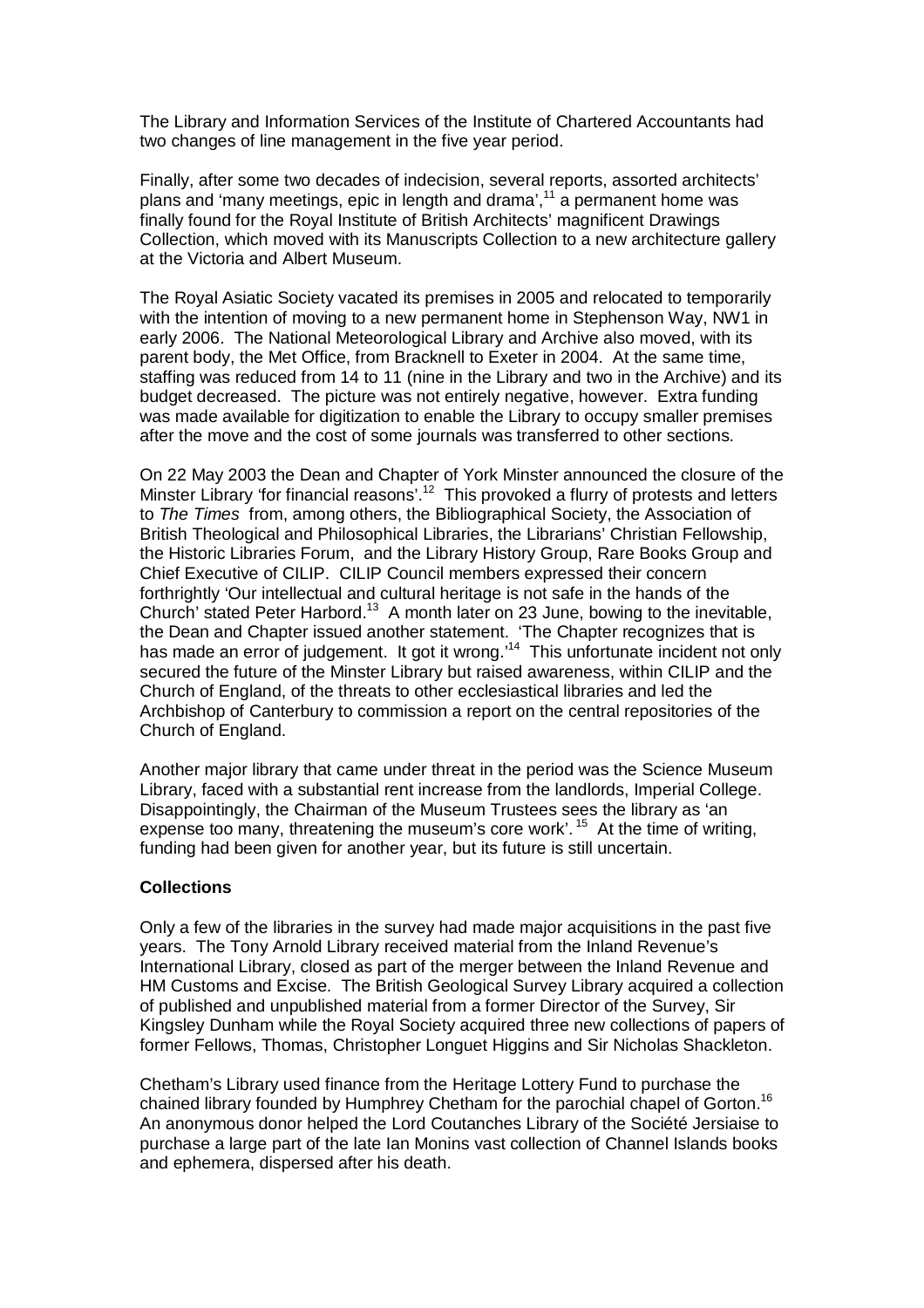The Library and Information Services of the Institute of Chartered Accountants had two changes of line management in the five year period.

Finally, after some two decades of indecision, several reports, assorted architects' plans and 'many meetings, epic in length and drama',[11] a permanent home was finally found for the Royal Institute of British Architects' magnificent Drawings Collection, which moved with its Manuscripts Collection to a new architecture gallery at the Victoria and Albert Museum.

The Royal Asiatic Society vacated its premises in 2005 and relocated to temporarily with the intention of moving to a new permanent home in Stephenson Way, NW1 in early 2006. The National Meteorological Library and Archive also moved, with its parent body, the Met Office, from Bracknell to Exeter in 2004. At the same time, staffing was reduced from 14 to 11 (nine in the Library and two in the Archive) and its budget decreased. The picture was not entirely negative, however. Extra funding was made available for digitization to enable the Library to occupy smaller premises after the move and the cost of some journals was transferred to other sections.

On 22 May 2003 the Dean and Chapter of York Minster announced the closure of the Minster Library 'for financial reasons'.[12] This provoked a flurry of protests and letters to *The Times* from, among others, the Bibliographical Society, the Association of British Theological and Philosophical Libraries, the Librarians' Christian Fellowship, the Historic Libraries Forum, and the Library History Group, Rare Books Group and Chief Executive of CILIP. CILIP Council members expressed their concern forthrightly 'Our intellectual and cultural heritage is not safe in the hands of the Church' stated Peter Harbord.[13] A month later on 23 June, bowing to the inevitable, the Dean and Chapter issued another statement. 'The Chapter recognizes that is has made an error of judgement. It got it wrong.'[14] This unfortunate incident not only secured the future of the Minster Library but raised awareness, within CILIP and the Church of England, of the threats to other ecclesiastical libraries and led the Archbishop of Canterbury to commission a report on the central repositories of the Church of England.

Another major library that came under threat in the period was the Science Museum Library, faced with a substantial rent increase from the landlords, Imperial College. Disappointingly, the Chairman of the Museum Trustees sees the library as 'an expense too many, threatening the museum's core work'.[15] At the time of writing, funding had been given for another year, but its future is still uncertain.

**Collections**

Only a few of the libraries in the survey had made major acquisitions in the past five years. The Tony Arnold Library received material from the Inland Revenue's International Library, closed as part of the merger between the Inland Revenue and HM Customs and Excise. The British Geological Survey Library acquired a collection of published and unpublished material from a former Director of the Survey, Sir Kingsley Dunham while the Royal Society acquired three new collections of papers of former Fellows, Thomas, Christopher Longuet Higgins and Sir Nicholas Shackleton.

Chetham's Library used finance from the Heritage Lottery Fund to purchase the chained library founded by Humphrey Chetham for the parochial chapel of Gorton.[16] An anonymous donor helped the Lord Coutanches Library of the Société Jersiaise to purchase a large part of the late Ian Monins vast collection of Channel Islands books and ephemera, dispersed after his death.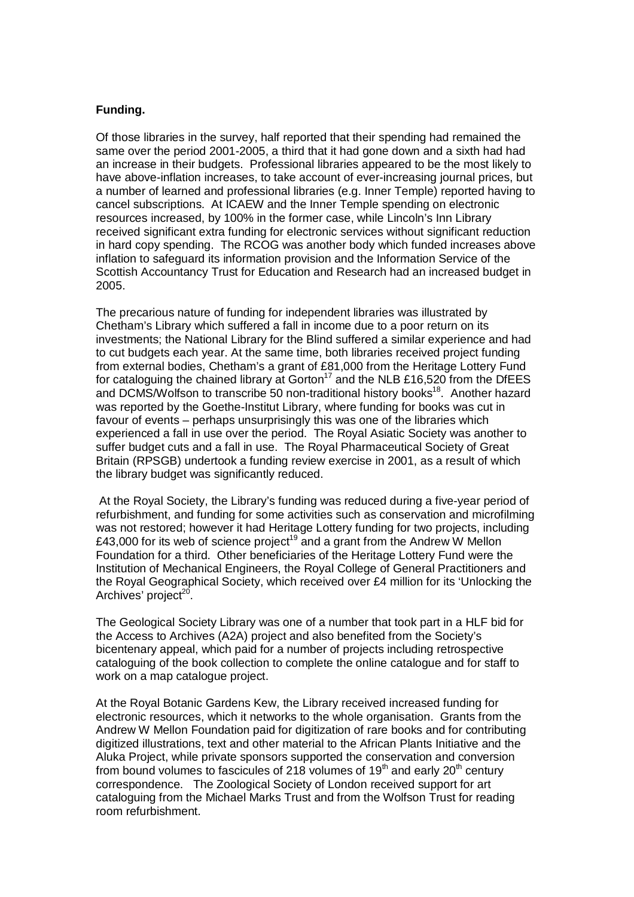**Funding.**

Of those libraries in the survey, half reported that their spending had remained the same over the period 2001-2005, a third that it had gone down and a sixth had had an increase in their budgets. Professional libraries appeared to be the most likely to have above-inflation increases, to take account of ever-increasing journal prices, but a number of learned and professional libraries (e.g. Inner Temple) reported having to cancel subscriptions. At ICAEW and the Inner Temple spending on electronic resources increased, by 100% in the former case, while Lincoln's Inn Library received significant extra funding for electronic services without significant reduction in hard copy spending. The RCOG was another body which funded increases above inflation to safeguard its information provision and the Information Service of the Scottish Accountancy Trust for Education and Research had an increased budget in 2005.

The precarious nature of funding for independent libraries was illustrated by Chetham's Library which suffered a fall in income due to a poor return on its investments; the National Library for the Blind suffered a similar experience and had to cut budgets each year. At the same time, both libraries received project funding from external bodies, Chetham's a grant of £81,000 from the Heritage Lottery Fund for cataloguing the chained library at Gorton[17] and the NLB £16,520 from the DfEES and DCMS/Wolfson to transcribe 50 non-traditional history books[18]. Another hazard was reported by the Goethe-Institut Library, where funding for books was cut in favour of events – perhaps unsurprisingly this was one of the libraries which experienced a fall in use over the period. The Royal Asiatic Society was another to suffer budget cuts and a fall in use. The Royal Pharmaceutical Society of Great Britain (RPSGB) undertook a funding review exercise in 2001, as a result of which the library budget was significantly reduced.

At the Royal Society, the Library's funding was reduced during a five-year period of refurbishment, and funding for some activities such as conservation and microfilming was not restored; however it had Heritage Lottery funding for two projects, including £43,000 for its web of science project[19] and a grant from the Andrew W Mellon Foundation for a third. Other beneficiaries of the Heritage Lottery Fund were the Institution of Mechanical Engineers, the Royal College of General Practitioners and the Royal Geographical Society, which received over £4 million for its 'Unlocking the Archives' project[20].

The Geological Society Library was one of a number that took part in a HLF bid for the Access to Archives (A2A) project and also benefited from the Society's bicentenary appeal, which paid for a number of projects including retrospective cataloguing of the book collection to complete the online catalogue and for staff to work on a map catalogue project.

At the Royal Botanic Gardens Kew, the Library received increased funding for electronic resources, which it networks to the whole organisation. Grants from the Andrew W Mellon Foundation paid for digitization of rare books and for contributing digitized illustrations, text and other material to the African Plants Initiative and the Aluka Project, while private sponsors supported the conservation and conversion from bound volumes to fascicules of 218 volumes of 19th and early 20th century correspondence. The Zoological Society of London received support for art cataloguing from the Michael Marks Trust and from the Wolfson Trust for reading room refurbishment.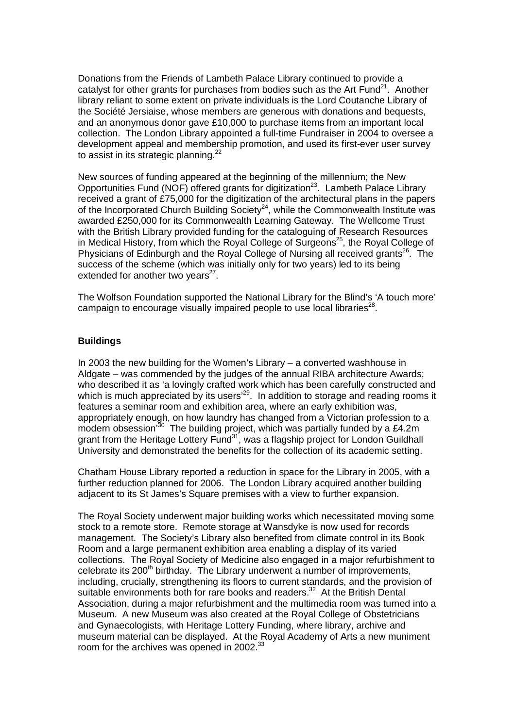Donations from the Friends of Lambeth Palace Library continued to provide a catalyst for other grants for purchases from bodies such as the Art Fund[21]. Another library reliant to some extent on private individuals is the Lord Coutanche Library of the Société Jersiaise, whose members are generous with donations and bequests, and an anonymous donor gave £10,000 to purchase items from an important local collection. The London Library appointed a full-time Fundraiser in 2004 to oversee a development appeal and membership promotion, and used its first-ever user survey to assist in its strategic planning.[22]

New sources of funding appeared at the beginning of the millennium; the New Opportunities Fund (NOF) offered grants for digitization[23]. Lambeth Palace Library received a grant of £75,000 for the digitization of the architectural plans in the papers of the Incorporated Church Building Society[24], while the Commonwealth Institute was awarded £250,000 for its Commonwealth Learning Gateway. The Wellcome Trust with the British Library provided funding for the cataloguing of Research Resources in Medical History, from which the Royal College of Surgeons[25], the Royal College of Physicians of Edinburgh and the Royal College of Nursing all received grants[26]. The success of the scheme (which was initially only for two years) led to its being extended for another two years[27].

The Wolfson Foundation supported the National Library for the Blind's 'A touch more' campaign to encourage visually impaired people to use local libraries[28].

## Buildings

In 2003 the new building for the Women's Library – a converted washhouse in Aldgate – was commended by the judges of the annual RIBA architecture Awards; who described it as 'a lovingly crafted work which has been carefully constructed and which is much appreciated by its users'[29]. In addition to storage and reading rooms it features a seminar room and exhibition area, where an early exhibition was, appropriately enough, on how laundry has changed from a Victorian profession to a modern obsession'[30] The building project, which was partially funded by a £4.2m grant from the Heritage Lottery Fund[31], was a flagship project for London Guildhall University and demonstrated the benefits for the collection of its academic setting.

Chatham House Library reported a reduction in space for the Library in 2005, with a further reduction planned for 2006. The London Library acquired another building adjacent to its St James's Square premises with a view to further expansion.

The Royal Society underwent major building works which necessitated moving some stock to a remote store. Remote storage at Wansdyke is now used for records management. The Society's Library also benefited from climate control in its Book Room and a large permanent exhibition area enabling a display of its varied collections. The Royal Society of Medicine also engaged in a major refurbishment to celebrate its 200th birthday. The Library underwent a number of improvements, including, crucially, strengthening its floors to current standards, and the provision of suitable environments both for rare books and readers.[32] At the British Dental Association, during a major refurbishment and the multimedia room was turned into a Museum. A new Museum was also created at the Royal College of Obstetricians and Gynaecologists, with Heritage Lottery Funding, where library, archive and museum material can be displayed. At the Royal Academy of Arts a new muniment room for the archives was opened in 2002.[33]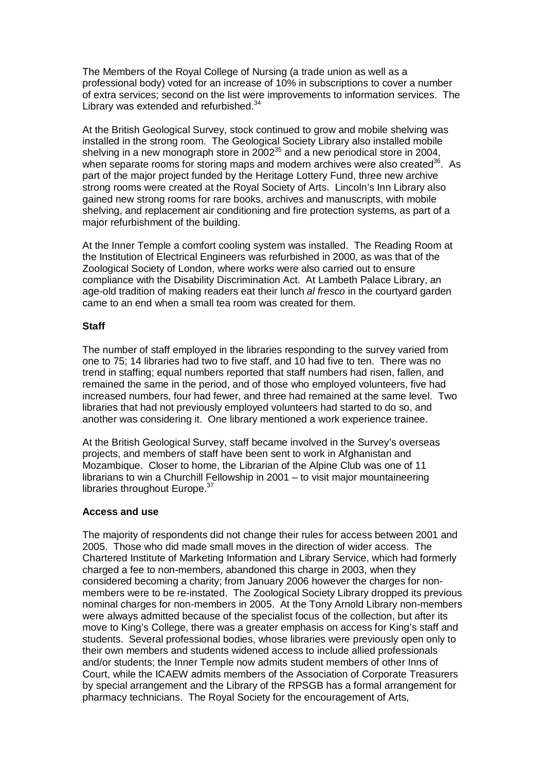The Members of the Royal College of Nursing (a trade union as well as a professional body) voted for an increase of 10% in subscriptions to cover a number of extra services; second on the list were improvements to information services. The Library was extended and refurbished.[34]

At the British Geological Survey, stock continued to grow and mobile shelving was installed in the strong room. The Geological Society Library also installed mobile shelving in a new monograph store in 2002[35] and a new periodical store in 2004, when separate rooms for storing maps and modern archives were also created[36]. As part of the major project funded by the Heritage Lottery Fund, three new archive strong rooms were created at the Royal Society of Arts. Lincoln's Inn Library also gained new strong rooms for rare books, archives and manuscripts, with mobile shelving, and replacement air conditioning and fire protection systems, as part of a major refurbishment of the building.

At the Inner Temple a comfort cooling system was installed. The Reading Room at the Institution of Electrical Engineers was refurbished in 2000, as was that of the Zoological Society of London, where works were also carried out to ensure compliance with the Disability Discrimination Act. At Lambeth Palace Library, an age-old tradition of making readers eat their lunch *al fresco* in the courtyard garden came to an end when a small tea room was created for them.

**Staff**

The number of staff employed in the libraries responding to the survey varied from one to 75; 14 libraries had two to five staff, and 10 had five to ten. There was no trend in staffing; equal numbers reported that staff numbers had risen, fallen, and remained the same in the period, and of those who employed volunteers, five had increased numbers, four had fewer, and three had remained at the same level. Two libraries that had not previously employed volunteers had started to do so, and another was considering it. One library mentioned a work experience trainee.

At the British Geological Survey, staff became involved in the Survey's overseas projects, and members of staff have been sent to work in Afghanistan and Mozambique. Closer to home, the Librarian of the Alpine Club was one of 11 librarians to win a Churchill Fellowship in 2001 – to visit major mountaineering libraries throughout Europe.[37]

**Access and use**

The majority of respondents did not change their rules for access between 2001 and 2005. Those who did made small moves in the direction of wider access. The Chartered Institute of Marketing Information and Library Service, which had formerly charged a fee to non-members, abandoned this charge in 2003, when they considered becoming a charity; from January 2006 however the charges for non-members were to be re-instated. The Zoological Society Library dropped its previous nominal charges for non-members in 2005. At the Tony Arnold Library non-members were always admitted because of the specialist focus of the collection, but after its move to King's College, there was a greater emphasis on access for King's staff and students. Several professional bodies, whose libraries were previously open only to their own members and students widened access to include allied professionals and/or students; the Inner Temple now admits student members of other Inns of Court, while the ICAEW admits members of the Association of Corporate Treasurers by special arrangement and the Library of the RPSGB has a formal arrangement for pharmacy technicians. The Royal Society for the encouragement of Arts,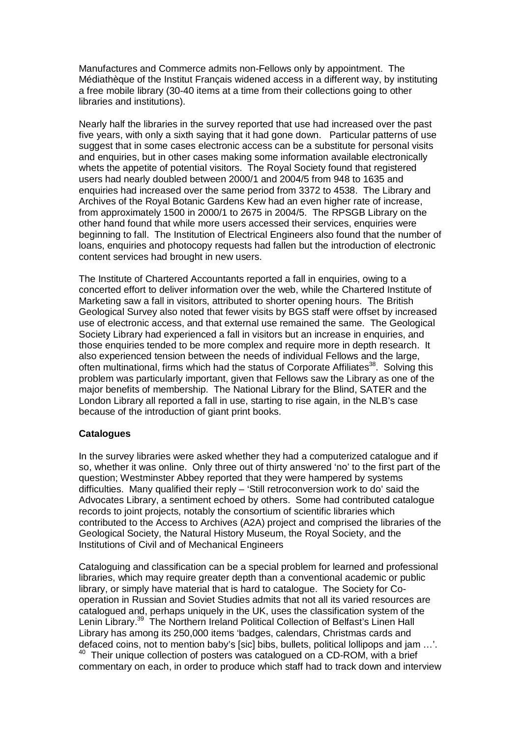Manufactures and Commerce admits non-Fellows only by appointment. The Médiathèque of the Institut Français widened access in a different way, by instituting a free mobile library (30-40 items at a time from their collections going to other libraries and institutions).

Nearly half the libraries in the survey reported that use had increased over the past five years, with only a sixth saying that it had gone down. Particular patterns of use suggest that in some cases electronic access can be a substitute for personal visits and enquiries, but in other cases making some information available electronically whets the appetite of potential visitors. The Royal Society found that registered users had nearly doubled between 2000/1 and 2004/5 from 948 to 1635 and enquiries had increased over the same period from 3372 to 4538. The Library and Archives of the Royal Botanic Gardens Kew had an even higher rate of increase, from approximately 1500 in 2000/1 to 2675 in 2004/5. The RPSGB Library on the other hand found that while more users accessed their services, enquiries were beginning to fall. The Institution of Electrical Engineers also found that the number of loans, enquiries and photocopy requests had fallen but the introduction of electronic content services had brought in new users.

The Institute of Chartered Accountants reported a fall in enquiries, owing to a concerted effort to deliver information over the web, while the Chartered Institute of Marketing saw a fall in visitors, attributed to shorter opening hours. The British Geological Survey also noted that fewer visits by BGS staff were offset by increased use of electronic access, and that external use remained the same. The Geological Society Library had experienced a fall in visitors but an increase in enquiries, and those enquiries tended to be more complex and require more in depth research. It also experienced tension between the needs of individual Fellows and the large, often multinational, firms which had the status of Corporate Affiliates[38]. Solving this problem was particularly important, given that Fellows saw the Library as one of the major benefits of membership. The National Library for the Blind, SATER and the London Library all reported a fall in use, starting to rise again, in the NLB's case because of the introduction of giant print books.

**Catalogues**

In the survey libraries were asked whether they had a computerized catalogue and if so, whether it was online. Only three out of thirty answered 'no' to the first part of the question; Westminster Abbey reported that they were hampered by systems difficulties. Many qualified their reply – 'Still retroconversion work to do' said the Advocates Library, a sentiment echoed by others. Some had contributed catalogue records to joint projects, notably the consortium of scientific libraries which contributed to the Access to Archives (A2A) project and comprised the libraries of the Geological Society, the Natural History Museum, the Royal Society, and the Institutions of Civil and of Mechanical Engineers

Cataloguing and classification can be a special problem for learned and professional libraries, which may require greater depth than a conventional academic or public library, or simply have material that is hard to catalogue. The Society for Co-operation in Russian and Soviet Studies admits that not all its varied resources are catalogued and, perhaps uniquely in the UK, uses the classification system of the Lenin Library.[39] The Northern Ireland Political Collection of Belfast's Linen Hall Library has among its 250,000 items 'badges, calendars, Christmas cards and defaced coins, not to mention baby's [sic] bibs, bullets, political lollipops and jam …'.[40] Their unique collection of posters was catalogued on a CD-ROM, with a brief commentary on each, in order to produce which staff had to track down and interview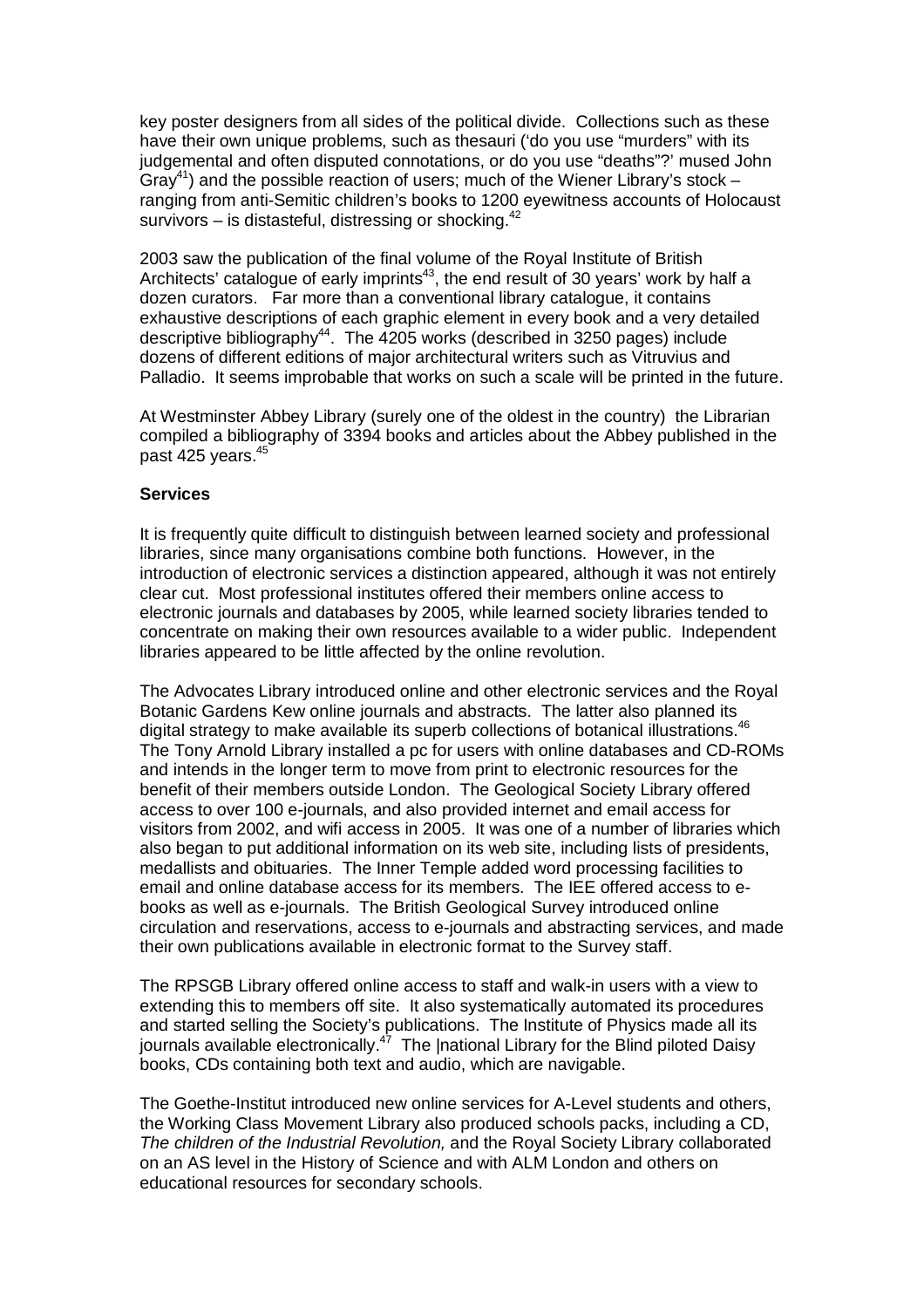key poster designers from all sides of the political divide. Collections such as these have their own unique problems, such as thesauri ('do you use "murders" with its judgemental and often disputed connotations, or do you use "deaths"?' mused John Gray[41]) and the possible reaction of users; much of the Wiener Library's stock – ranging from anti-Semitic children's books to 1200 eyewitness accounts of Holocaust survivors – is distasteful, distressing or shocking.[42]

2003 saw the publication of the final volume of the Royal Institute of British Architects' catalogue of early imprints[43], the end result of 30 years' work by half a dozen curators. Far more than a conventional library catalogue, it contains exhaustive descriptions of each graphic element in every book and a very detailed descriptive bibliography[44]. The 4205 works (described in 3250 pages) include dozens of different editions of major architectural writers such as Vitruvius and Palladio. It seems improbable that works on such a scale will be printed in the future.

At Westminster Abbey Library (surely one of the oldest in the country) the Librarian compiled a bibliography of 3394 books and articles about the Abbey published in the past 425 years.[45]

**Services**

It is frequently quite difficult to distinguish between learned society and professional libraries, since many organisations combine both functions. However, in the introduction of electronic services a distinction appeared, although it was not entirely clear cut. Most professional institutes offered their members online access to electronic journals and databases by 2005, while learned society libraries tended to concentrate on making their own resources available to a wider public. Independent libraries appeared to be little affected by the online revolution.

The Advocates Library introduced online and other electronic services and the Royal Botanic Gardens Kew online journals and abstracts. The latter also planned its digital strategy to make available its superb collections of botanical illustrations.[46] The Tony Arnold Library installed a pc for users with online databases and CD-ROMs and intends in the longer term to move from print to electronic resources for the benefit of their members outside London. The Geological Society Library offered access to over 100 e-journals, and also provided internet and email access for visitors from 2002, and wifi access in 2005. It was one of a number of libraries which also began to put additional information on its web site, including lists of presidents, medallists and obituaries. The Inner Temple added word processing facilities to email and online database access for its members. The IEE offered access to e-books as well as e-journals. The British Geological Survey introduced online circulation and reservations, access to e-journals and abstracting services, and made their own publications available in electronic format to the Survey staff.

The RPSGB Library offered online access to staff and walk-in users with a view to extending this to members off site. It also systematically automated its procedures and started selling the Society's publications. The Institute of Physics made all its journals available electronically.[47] The |national Library for the Blind piloted Daisy books, CDs containing both text and audio, which are navigable.

The Goethe-Institut introduced new online services for A-Level students and others, the Working Class Movement Library also produced schools packs, including a CD, *The children of the Industrial Revolution,* and the Royal Society Library collaborated on an AS level in the History of Science and with ALM London and others on educational resources for secondary schools.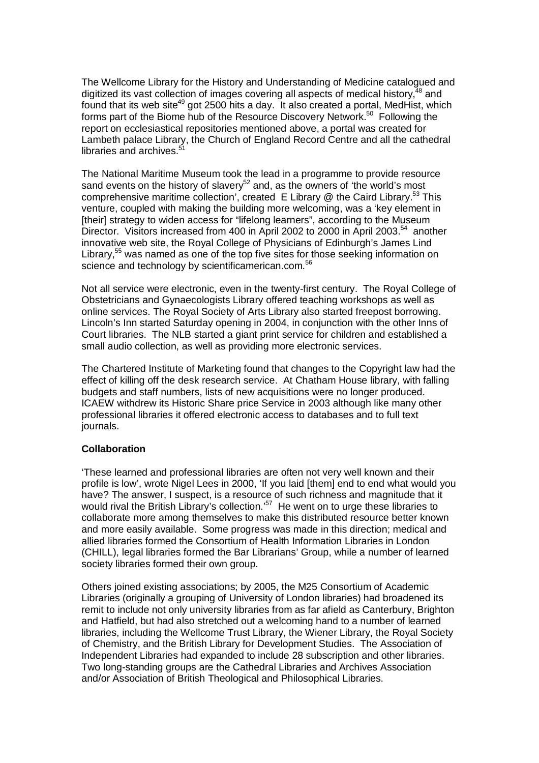The Wellcome Library for the History and Understanding of Medicine catalogued and digitized its vast collection of images covering all aspects of medical history,[48] and found that its web site[49] got 2500 hits a day. It also created a portal, MedHist, which forms part of the Biome hub of the Resource Discovery Network.[50] Following the report on ecclesiastical repositories mentioned above, a portal was created for Lambeth palace Library, the Church of England Record Centre and all the cathedral libraries and archives.[51]

The National Maritime Museum took the lead in a programme to provide resource sand events on the history of slavery[52] and, as the owners of 'the world's most comprehensive maritime collection', created E Library @ the Caird Library.[53] This venture, coupled with making the building more welcoming, was a 'key element in [their] strategy to widen access for "lifelong learners", according to the Museum Director. Visitors increased from 400 in April 2002 to 2000 in April 2003.[54] another innovative web site, the Royal College of Physicians of Edinburgh's James Lind Library,[55] was named as one of the top five sites for those seeking information on science and technology by scientificamerican.com.[56]

Not all service were electronic, even in the twenty-first century. The Royal College of Obstetricians and Gynaecologists Library offered teaching workshops as well as online services. The Royal Society of Arts Library also started freepost borrowing. Lincoln's Inn started Saturday opening in 2004, in conjunction with the other Inns of Court libraries. The NLB started a giant print service for children and established a small audio collection, as well as providing more electronic services.

The Chartered Institute of Marketing found that changes to the Copyright law had the effect of killing off the desk research service. At Chatham House library, with falling budgets and staff numbers, lists of new acquisitions were no longer produced. ICAEW withdrew its Historic Share price Service in 2003 although like many other professional libraries it offered electronic access to databases and to full text journals.

**Collaboration**

'These learned and professional libraries are often not very well known and their profile is low', wrote Nigel Lees in 2000, 'If you laid [them] end to end what would you have? The answer, I suspect, is a resource of such richness and magnitude that it would rival the British Library's collection.'[57] He went on to urge these libraries to collaborate more among themselves to make this distributed resource better known and more easily available. Some progress was made in this direction; medical and allied libraries formed the Consortium of Health Information Libraries in London (CHILL), legal libraries formed the Bar Librarians' Group, while a number of learned society libraries formed their own group.

Others joined existing associations; by 2005, the M25 Consortium of Academic Libraries (originally a grouping of University of London libraries) had broadened its remit to include not only university libraries from as far afield as Canterbury, Brighton and Hatfield, but had also stretched out a welcoming hand to a number of learned libraries, including the Wellcome Trust Library, the Wiener Library, the Royal Society of Chemistry, and the British Library for Development Studies. The Association of Independent Libraries had expanded to include 28 subscription and other libraries. Two long-standing groups are the Cathedral Libraries and Archives Association and/or Association of British Theological and Philosophical Libraries.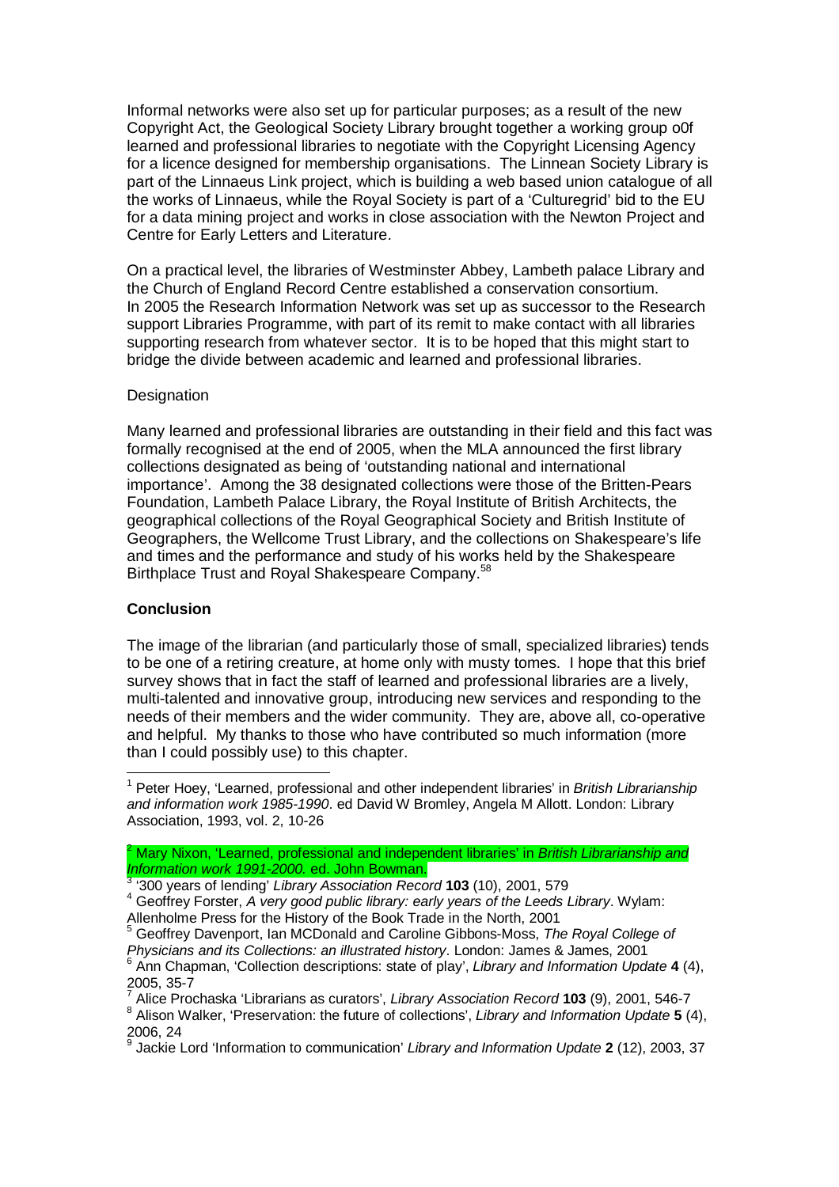Informal networks were also set up for particular purposes; as a result of the new Copyright Act, the Geological Society Library brought together a working group o0f learned and professional libraries to negotiate with the Copyright Licensing Agency for a licence designed for membership organisations. The Linnean Society Library is part of the Linnaeus Link project, which is building a web based union catalogue of all the works of Linnaeus, while the Royal Society is part of a 'Culturegrid' bid to the EU for a data mining project and works in close association with the Newton Project and Centre for Early Letters and Literature.

On a practical level, the libraries of Westminster Abbey, Lambeth palace Library and the Church of England Record Centre established a conservation consortium. In 2005 the Research Information Network was set up as successor to the Research support Libraries Programme, with part of its remit to make contact with all libraries supporting research from whatever sector. It is to be hoped that this might start to bridge the divide between academic and learned and professional libraries.

Designation

Many learned and professional libraries are outstanding in their field and this fact was formally recognised at the end of 2005, when the MLA announced the first library collections designated as being of 'outstanding national and international importance'. Among the 38 designated collections were those of the Britten-Pears Foundation, Lambeth Palace Library, the Royal Institute of British Architects, the geographical collections of the Royal Geographical Society and British Institute of Geographers, the Wellcome Trust Library, and the collections on Shakespeare's life and times and the performance and study of his works held by the Shakespeare Birthplace Trust and Royal Shakespeare Company.[58]

## Conclusion

The image of the librarian (and particularly those of small, specialized libraries) tends to be one of a retiring creature, at home only with musty tomes. I hope that this brief survey shows that in fact the staff of learned and professional libraries are a lively, multi-talented and innovative group, introducing new services and responding to the needs of their members and the wider community. They are, above all, co-operative and helpful. My thanks to those who have contributed so much information (more than I could possibly use) to this chapter.

---

[1] Peter Hoey, 'Learned, professional and other independent libraries' in *British Librarianship and information work 1985-1990*. ed David W Bromley, Angela M Allott. London: Library Association, 1993, vol. 2, 10-26

[2] Mary Nixon, 'Learned, professional and independent libraries' in *British Librarianship and Information work 1991-2000.* ed. John Bowman.

[3] '300 years of lending' *Library Association Record* **103** (10), 2001, 579

[4] Geoffrey Forster, *A very good public library: early years of the Leeds Library*. Wylam: Allenholme Press for the History of the Book Trade in the North, 2001

[5] Geoffrey Davenport, Ian MCDonald and Caroline Gibbons-Moss, *The Royal College of Physicians and its Collections: an illustrated history*. London: James & James, 2001

[6] Ann Chapman, 'Collection descriptions: state of play', *Library and Information Update* **4** (4), 2005, 35-7

[7] Alice Prochaska 'Librarians as curators', *Library Association Record* **103** (9), 2001, 546-7

[8] Alison Walker, 'Preservation: the future of collections', *Library and Information Update* **5** (4), 2006, 24

[9] Jackie Lord 'Information to communication' *Library and Information Update* **2** (12), 2003, 37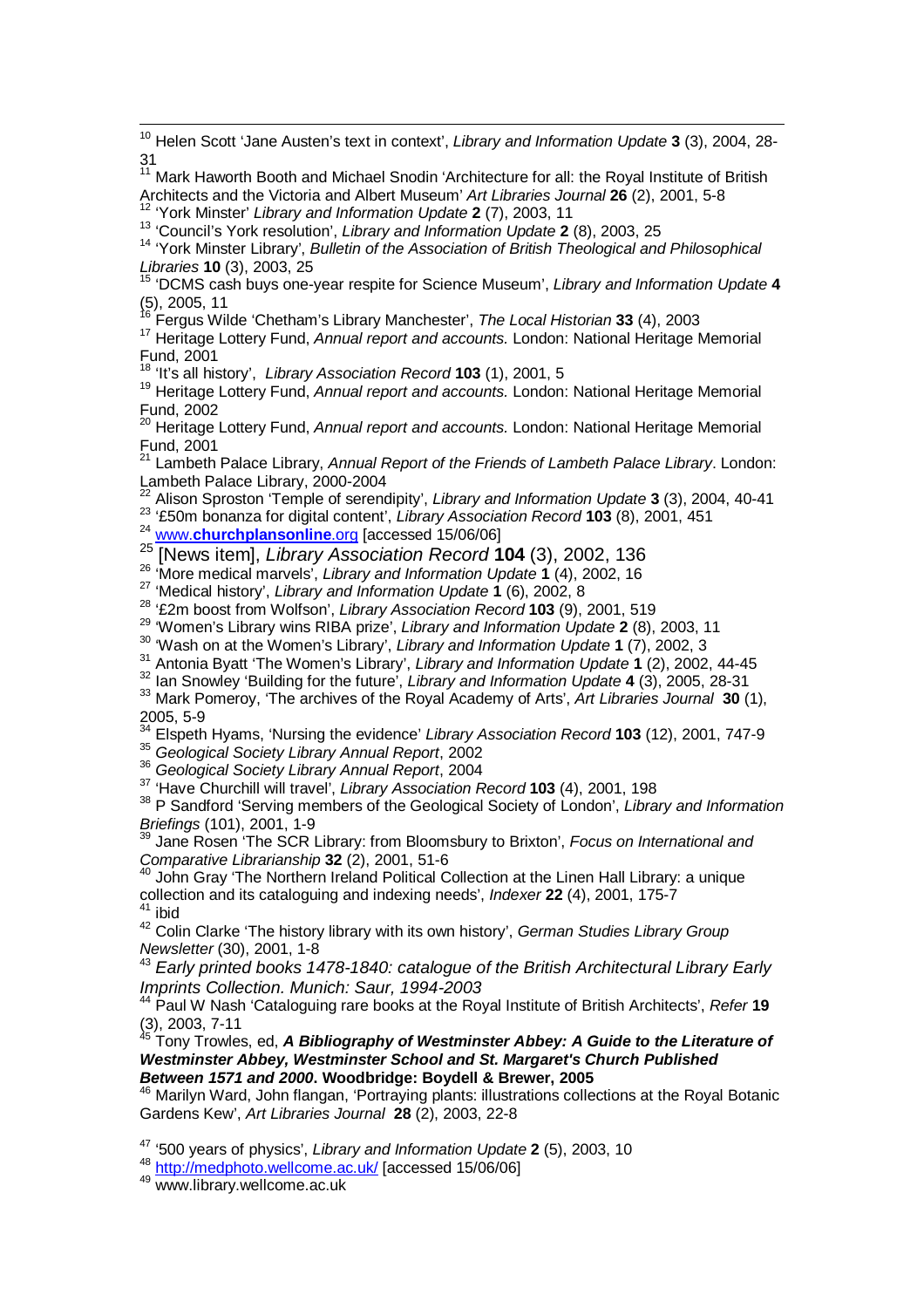[10] Helen Scott 'Jane Austen's text in context', *Library and Information Update* **3** (3), 2004, 28-31

[11] Mark Haworth Booth and Michael Snodin 'Architecture for all: the Royal Institute of British Architects and the Victoria and Albert Museum' *Art Libraries Journal* **26** (2), 2001, 5-8

[12] 'York Minster' *Library and Information Update* **2** (7), 2003, 11

[13] 'Council's York resolution', *Library and Information Update* **2** (8), 2003, 25

[14] 'York Minster Library', *Bulletin of the Association of British Theological and Philosophical Libraries* **10** (3), 2003, 25

[15] 'DCMS cash buys one-year respite for Science Museum', *Library and Information Update* **4** (5), 2005, 11

[16] Fergus Wilde 'Chetham's Library Manchester', *The Local Historian* **33** (4), 2003

[17] Heritage Lottery Fund, *Annual report and accounts.* London: National Heritage Memorial Fund, 2001

[18] 'It's all history', *Library Association Record* **103** (1), 2001, 5

[19] Heritage Lottery Fund, *Annual report and accounts.* London: National Heritage Memorial Fund, 2002

[20] Heritage Lottery Fund, *Annual report and accounts.* London: National Heritage Memorial Fund, 2001

[21] Lambeth Palace Library, *Annual Report of the Friends of Lambeth Palace Library*. London: Lambeth Palace Library, 2000-2004

[22] Alison Sproston 'Temple of serendipity', *Library and Information Update* **3** (3), 2004, 40-41

[23] '£50m bonanza for digital content', *Library Association Record* **103** (8), 2001, 451

[24] www.**churchplansonline**.org [accessed 15/06/06]

[25] [News item], *Library Association Record* **104** (3), 2002, 136

[26] 'More medical marvels', *Library and Information Update* **1** (4), 2002, 16

[27] 'Medical history', *Library and Information Update* **1** (6), 2002, 8

[28] '£2m boost from Wolfson', *Library Association Record* **103** (9), 2001, 519

[29] 'Women's Library wins RIBA prize', *Library and Information Update* **2** (8), 2003, 11

[30] 'Wash on at the Women's Library', *Library and Information Update* **1** (7), 2002, 3

[31] Antonia Byatt 'The Women's Library', *Library and Information Update* **1** (2), 2002, 44-45

[32] Ian Snowley 'Building for the future', *Library and Information Update* **4** (3), 2005, 28-31

[33] Mark Pomeroy, 'The archives of the Royal Academy of Arts', *Art Libraries Journal* **30** (1), 2005, 5-9

[34] Elspeth Hyams, 'Nursing the evidence' *Library Association Record* **103** (12), 2001, 747-9

[35] *Geological Society Library Annual Report*, 2002

[36] *Geological Society Library Annual Report*, 2004

[37] 'Have Churchill will travel', *Library Association Record* **103** (4), 2001, 198

[38] P Sandford 'Serving members of the Geological Society of London', *Library and Information Briefings* (101), 2001, 1-9

[39] Jane Rosen 'The SCR Library: from Bloomsbury to Brixton', *Focus on International and Comparative Librarianship* **32** (2), 2001, 51-6

[40] John Gray 'The Northern Ireland Political Collection at the Linen Hall Library: a unique collection and its cataloguing and indexing needs', *Indexer* **22** (4), 2001, 175-7

[41] ibid

[42] Colin Clarke 'The history library with its own history', *German Studies Library Group Newsletter* (30), 2001, 1-8

[43] *Early printed books 1478-1840: catalogue of the British Architectural Library Early Imprints Collection. Munich: Saur, 1994-2003*

[44] Paul W Nash 'Cataloguing rare books at the Royal Institute of British Architects', *Refer* **19** (3), 2003, 7-11

[45] Tony Trowles, ed, ***A Bibliography of Westminster Abbey: A Guide to the Literature of Westminster Abbey, Westminster School and St. Margaret's Church Published Between 1571 and 2000*. Woodbridge: Boydell & Brewer, 2005**

[46] Marilyn Ward, John flangan, 'Portraying plants: illustrations collections at the Royal Botanic Gardens Kew', *Art Libraries Journal* **28** (2), 2003, 22-8

[47] '500 years of physics', *Library and Information Update* **2** (5), 2003, 10

[48] http://medphoto.wellcome.ac.uk/ [accessed 15/06/06]

[49] www.library.wellcome.ac.uk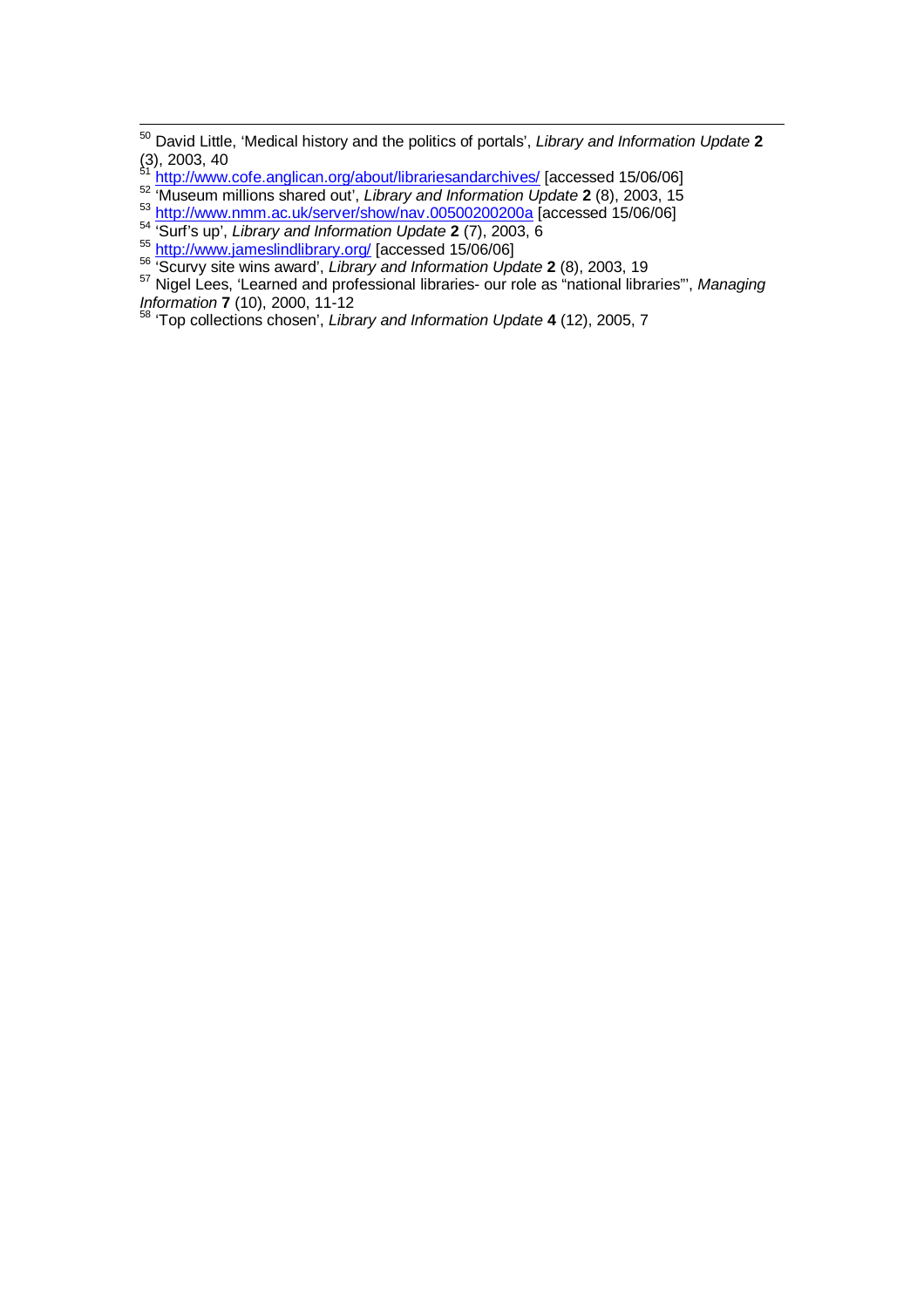[50] David Little, 'Medical history and the politics of portals', *Library and Information Update* **2** (3), 2003, 40

[51] http://www.cofe.anglican.org/about/librariesandarchives/ [accessed 15/06/06]

[52] 'Museum millions shared out', *Library and Information Update* **2** (8), 2003, 15

[53] http://www.nmm.ac.uk/server/show/nav.00500200200a [accessed 15/06/06]

[54] 'Surf's up', *Library and Information Update* **2** (7), 2003, 6

[55] http://www.jameslindlibrary.org/ [accessed 15/06/06]

[56] 'Scurvy site wins award', *Library and Information Update* **2** (8), 2003, 19

[57] Nigel Lees, 'Learned and professional libraries- our role as "national libraries"', *Managing Information* **7** (10), 2000, 11-12

[58] 'Top collections chosen', *Library and Information Update* **4** (12), 2005, 7